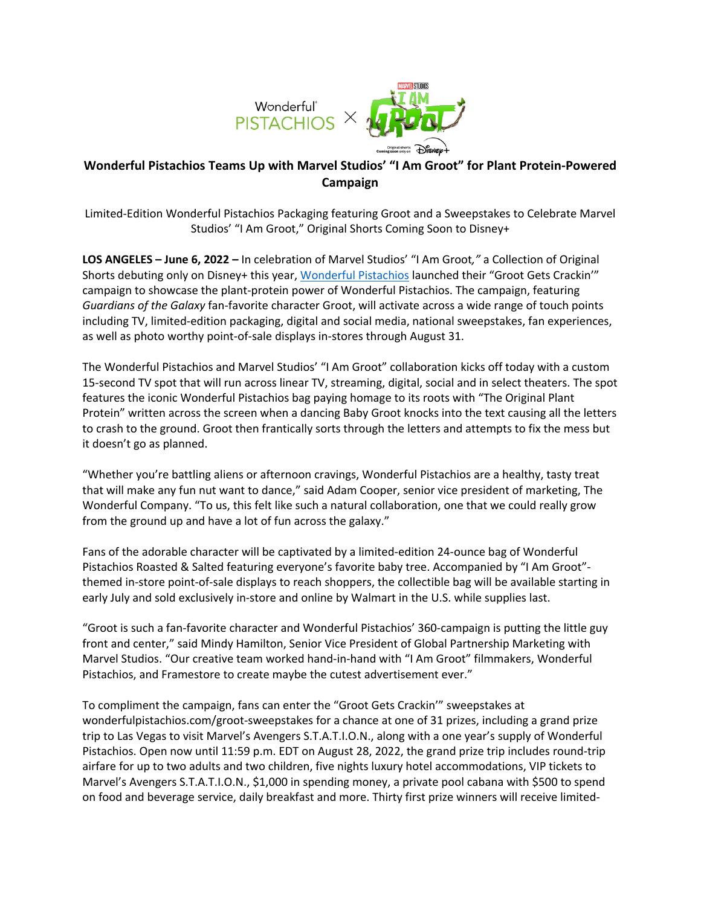# Wonderful Pistachios Teams Up with Marvel Studios' "I Am Groot" for Plant Protein-Powered Campaign

Limited-Edition Wonderful Pistachios Packaging featuring Groot and a Sweepstakes to Celebrate Marvel Studios' "I Am Groot," Original Shorts Coming Soon to Disney+

**LOS ANGELES – June 6, 2022 –** In celebration of Marvel Studios' "I Am Groot*,"* a Collection of Original Shorts debuting only on Disney+ this year, Wonderful Pistachios launched their "Groot Gets Crackin'" campaign to showcase the plant-protein power of Wonderful Pistachios. The campaign, featuring *Guardians of the Galaxy* fan-favorite character Groot, will activate across a wide range of touch points including TV, limited-edition packaging, digital and social media, national sweepstakes, fan experiences, as well as photo worthy point-of-sale displays in-stores through August 31.

The Wonderful Pistachios and Marvel Studios' "I Am Groot" collaboration kicks off today with a custom 15-second TV spot that will run across linear TV, streaming, digital, social and in select theaters. The spot features the iconic Wonderful Pistachios bag paying homage to its roots with "The Original Plant Protein" written across the screen when a dancing Baby Groot knocks into the text causing all the letters to crash to the ground. Groot then frantically sorts through the letters and attempts to fix the mess but it doesn't go as planned.

"Whether you're battling aliens or afternoon cravings, Wonderful Pistachios are a healthy, tasty treat that will make any fun nut want to dance," said Adam Cooper, senior vice president of marketing, The Wonderful Company. "To us, this felt like such a natural collaboration, one that we could really grow from the ground up and have a lot of fun across the galaxy."

Fans of the adorable character will be captivated by a limited-edition 24-ounce bag of Wonderful Pistachios Roasted & Salted featuring everyone's favorite baby tree. Accompanied by "I Am Groot"-themed in-store point-of-sale displays to reach shoppers, the collectible bag will be available starting in early July and sold exclusively in-store and online by Walmart in the U.S. while supplies last.

"Groot is such a fan-favorite character and Wonderful Pistachios' 360-campaign is putting the little guy front and center," said Mindy Hamilton, Senior Vice President of Global Partnership Marketing with Marvel Studios. "Our creative team worked hand-in-hand with "I Am Groot" filmmakers, Wonderful Pistachios, and Framestore to create maybe the cutest advertisement ever."

To compliment the campaign, fans can enter the "Groot Gets Crackin'" sweepstakes at wonderfulpistachios.com/groot-sweepstakes for a chance at one of 31 prizes, including a grand prize trip to Las Vegas to visit Marvel's Avengers S.T.A.T.I.O.N., along with a one year's supply of Wonderful Pistachios. Open now until 11:59 p.m. EDT on August 28, 2022, the grand prize trip includes round-trip airfare for up to two adults and two children, five nights luxury hotel accommodations, VIP tickets to Marvel's Avengers S.T.A.T.I.O.N., $1,000 in spending money, a private pool cabana with $500 to spend on food and beverage service, daily breakfast and more. Thirty first prize winners will receive limited-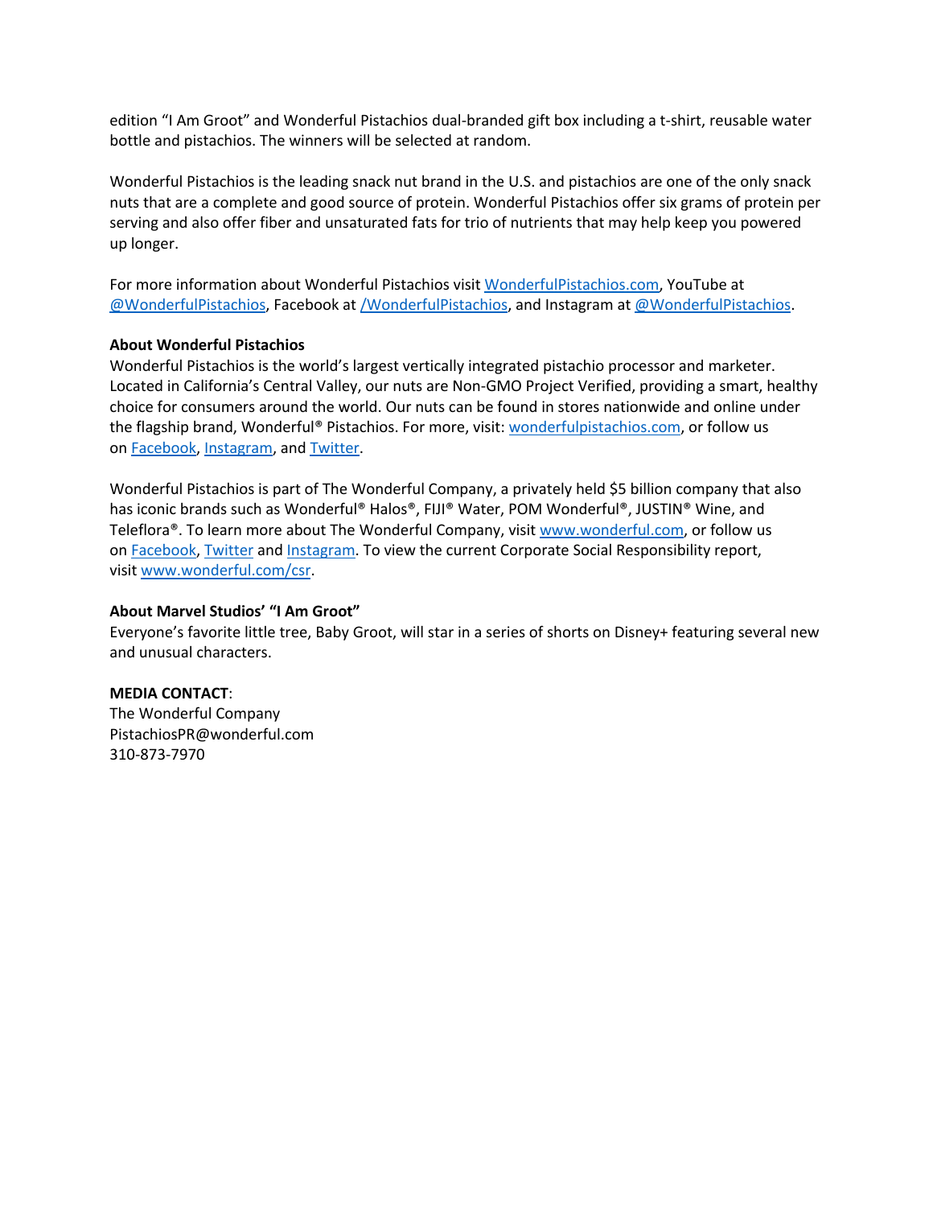edition “I Am Groot” and Wonderful Pistachios dual-branded gift box including a t-shirt, reusable water bottle and pistachios. The winners will be selected at random.

Wonderful Pistachios is the leading snack nut brand in the U.S. and pistachios are one of the only snack nuts that are a complete and good source of protein. Wonderful Pistachios offer six grams of protein per serving and also offer fiber and unsaturated fats for trio of nutrients that may help keep you powered up longer.

For more information about Wonderful Pistachios visit WonderfulPistachios.com, YouTube at @WonderfulPistachios, Facebook at /WonderfulPistachios, and Instagram at @WonderfulPistachios.

**About Wonderful Pistachios**
Wonderful Pistachios is the world’s largest vertically integrated pistachio processor and marketer. Located in California’s Central Valley, our nuts are Non-GMO Project Verified, providing a smart, healthy choice for consumers around the world. Our nuts can be found in stores nationwide and online under the flagship brand, Wonderful® Pistachios. For more, visit: wonderfulpistachios.com, or follow us on Facebook, Instagram, and Twitter.

Wonderful Pistachios is part of The Wonderful Company, a privately held $5 billion company that also has iconic brands such as Wonderful® Halos®, FIJI® Water, POM Wonderful®, JUSTIN® Wine, and Teleflora®. To learn more about The Wonderful Company, visit www.wonderful.com, or follow us on Facebook, Twitter and Instagram. To view the current Corporate Social Responsibility report, visit www.wonderful.com/csr.

**About Marvel Studios’ “I Am Groot”**
Everyone’s favorite little tree, Baby Groot, will star in a series of shorts on Disney+ featuring several new and unusual characters.

**MEDIA CONTACT**:
The Wonderful Company
PistachiosPR@wonderful.com
310-873-7970